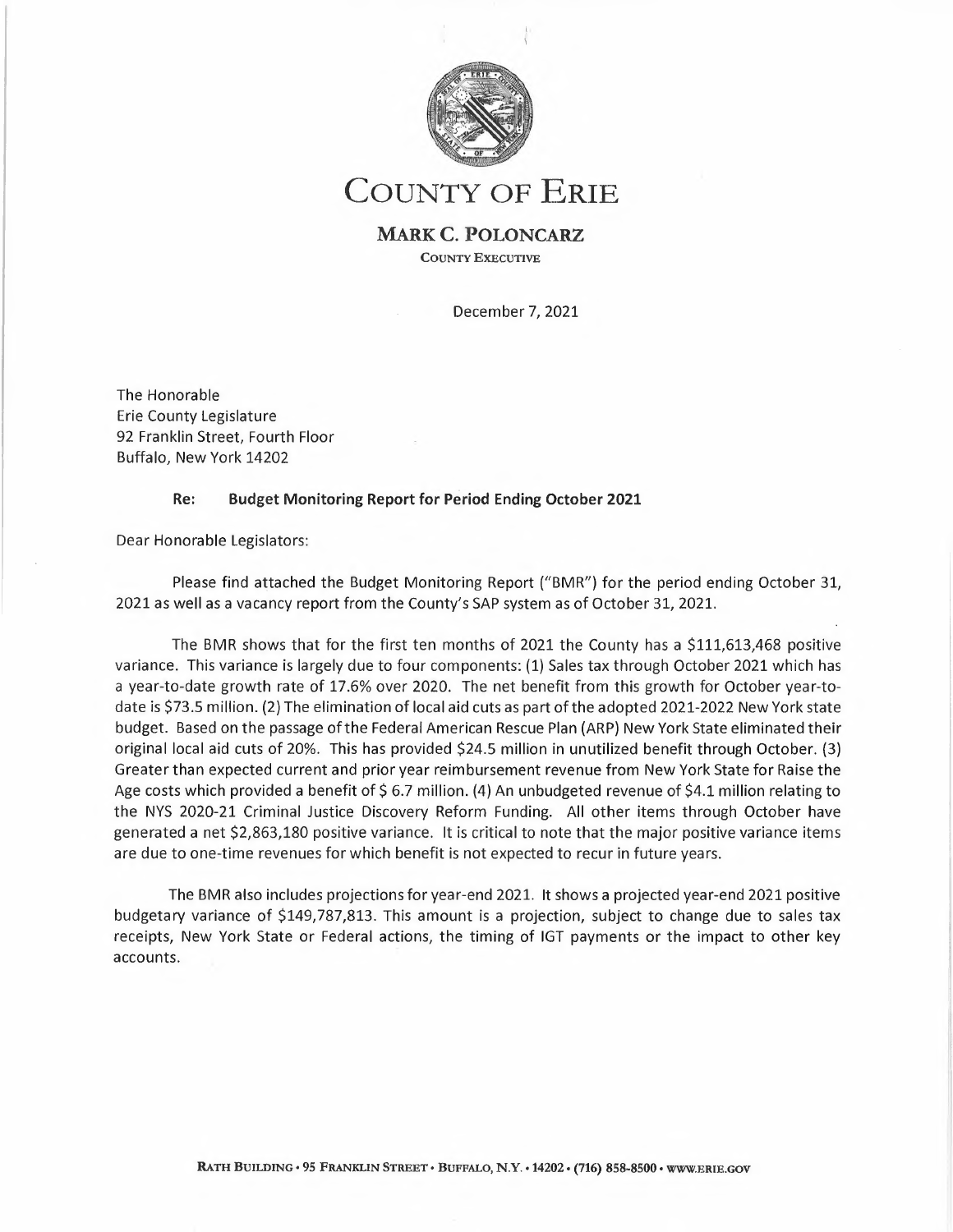# COUNTY OF ERIE

## MARK C. POLONCARZ

COUNTY EXECUTIVE

December 7, 2021

The Honorable
Erie County Legislature
92 Franklin Street, Fourth Floor
Buffalo, New York 14202

**Re: Budget Monitoring Report for Period Ending October 2021**

Dear Honorable Legislators:

Please find attached the Budget Monitoring Report ("BMR") for the period ending October 31, 2021 as well as a vacancy report from the County's SAP system as of October 31, 2021.

The BMR shows that for the first ten months of 2021 the County has a $111,613,468 positive variance. This variance is largely due to four components: (1) Sales tax through October 2021 which has a year-to-date growth rate of 17.6% over 2020. The net benefit from this growth for October year-to-date is $73.5 million. (2) The elimination of local aid cuts as part of the adopted 2021-2022 New York state budget. Based on the passage of the Federal American Rescue Plan (ARP) New York State eliminated their original local aid cuts of 20%. This has provided $24.5 million in unutilized benefit through October. (3) Greater than expected current and prior year reimbursement revenue from New York State for Raise the Age costs which provided a benefit of $ 6.7 million. (4) An unbudgeted revenue of $4.1 million relating to the NYS 2020-21 Criminal Justice Discovery Reform Funding. All other items through October have generated a net $2,863,180 positive variance. It is critical to note that the major positive variance items are due to one-time revenues for which benefit is not expected to recur in future years.

The BMR also includes projections for year-end 2021. It shows a projected year-end 2021 positive budgetary variance of $149,787,813. This amount is a projection, subject to change due to sales tax receipts, New York State or Federal actions, the timing of IGT payments or the impact to other key accounts.

RATH BUILDING • 95 FRANKLIN STREET • BUFFALO, N.Y. • 14202 • (716) 858-8500 • WWW.ERIE.GOV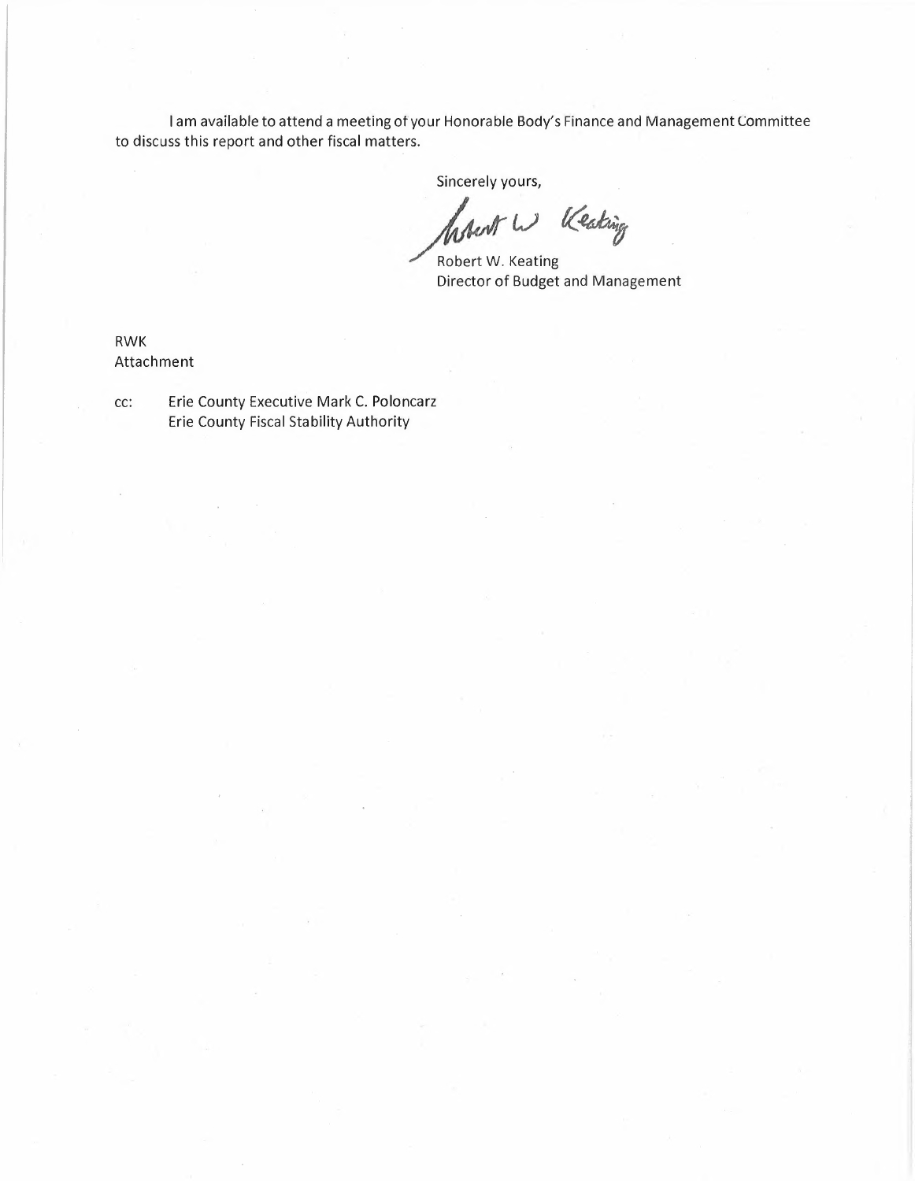I am available to attend a meeting of your Honorable Body's Finance and Management Committee to discuss this report and other fiscal matters.

Sincerely yours,

Robert W. Keating
Director of Budget and Management

RWK
Attachment

cc: Erie County Executive Mark C. Poloncarz
Erie County Fiscal Stability Authority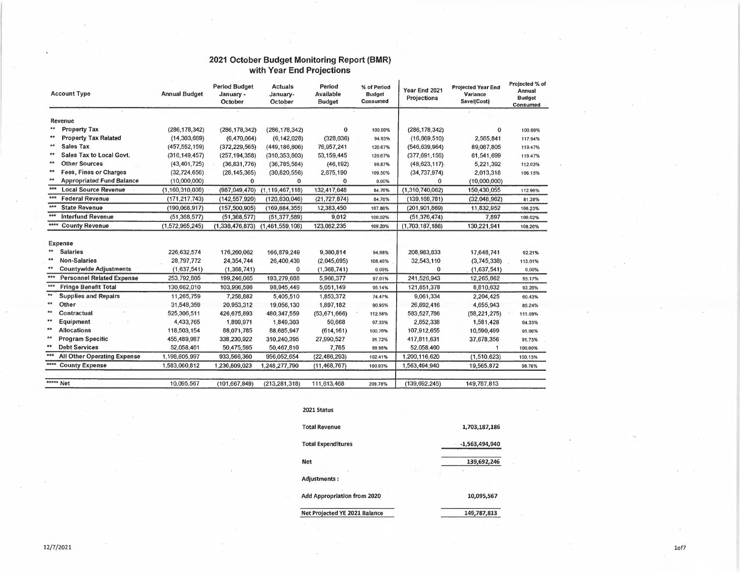# 2021 October Budget Monitoring Report (BMR) with Year End Projections

| Account Type | Annual Budget | Period Budget January - October | Actuals January-October | Period Available Budget | % of Period Budget Consumed | Year End 2021 Projections | Projected Year End Variance Save/(Cost) | Projected % of Annual Budget Consumed |
|---|---|---|---|---|---|---|---|---|
| **Revenue** | | | | | | | | |
| ** Property Tax | (286,178,342) | (286,178,342) | (286,178,342) | 0 | 100.00% | (286,178,342) | 0 | 100.00% |
| ** Property Tax Related | (14,303,669) | (6,470,064) | (6,142,028) | (328,036) | 94.93% | (16,869,510) | 2,565,841 | 117.94% |
| ** Sales Tax | (457,552,159) | (372,229,565) | (449,186,806) | 76,957,241 | 120.67% | (546,639,964) | 89,087,805 | 119.47% |
| ** Sales Tax to Local Govt. | (316,149,457) | (257,194,358) | (310,353,803) | 53,159,445 | 120.67% | (377,691,156) | 61,541,699 | 119.47% |
| ** Other Sources | (43,401,725) | (36,831,776) | (36,785,584) | (46,192) | 99.87% | (48,623,117) | 5,221,392 | 112.03% |
| ** Fees, Fines or Charges | (32,724,656) | (28,145,365) | (30,820,556) | 2,675,190 | 109.50% | (34,737,974) | 2,013,318 | 106.15% |
| ** Appropriated Fund Balance | (10,000,000) | 0 | 0 | 0 | 0.00% | 0 | (10,000,000) | |
| *** Local Source Revenue | (1,160,310,008) | (987,049,470) | (1,119,467,118) | 132,417,648 | 84.76% | (1,310,740,062) | 150,430,055 | 112.96% |
| *** Federal Revenue | (171,217,743) | (142,557,920) | (120,830,046) | (21,727,874) | 84.76% | (139,168,781) | (32,048,962) | 81.28% |
| *** State Revenue | (190,068,917) | (157,500,905) | (169,884,355) | 12,383,450 | 107.86% | (201,901,869) | 11,832,952 | 106.23% |
| *** Interfund Revenue | (51,368,577) | (51,368,577) | (51,377,589) | 9,012 | 100.02% | (51,376,474) | 7,897 | 100.02% |
| **** County Revenue | (1,572,965,245) | (1,338,476,873) | (1,461,559,108) | 123,082,235 | 109.20% | (1,703,187,186) | 130,221,941 | 108.26% |
| **Expense** | | | | | | | | |
| ** Salaries | 226,632,574 | 176,260,062 | 166,879,249 | 9,380,814 | 94.68% | 208,983,833 | 17,648,741 | 92.21% |
| ** Non-Salaries | 28,797,772 | 24,354,744 | 26,400,439 | (2,045,695) | 108.40% | 32,543,110 | (3,745,338) | 113.01% |
| ** Countywide Adjustments | (1,637,541) | (1,368,741) | 0 | (1,368,741) | 0.00% | 0 | (1,637,541) | 0.00% |
| *** Personnel Related Expense | 253,792,805 | 199,246,065 | 193,279,688 | 5,966,377 | 97.01% | 241,526,943 | 12,265,862 | 95.17% |
| *** Fringe Benefit Total | 130,662,010 | 103,996,598 | 98,945,449 | 5,051,149 | 95.14% | 121,851,378 | 8,810,632 | 93.26% |
| ** Supplies and Repairs | 11,265,759 | 7,258,882 | 5,405,510 | 1,853,372 | 74.47% | 9,061,334 | 2,204,425 | 80.43% |
| ** Other | 31,548,359 | 20,953,312 | 19,056,130 | 1,897,182 | 90.95% | 26,892,416 | 4,655,943 | 85.24% |
| ** Contractual | 525,306,511 | 426,675,893 | 480,347,559 | (53,671,666) | 112.58% | 583,527,786 | (58,221,275) | 111.08% |
| ** Equipment | 4,433,765 | 1,899,971 | 1,849,303 | 50,668 | 97.33% | 2,852,338 | 1,581,428 | 64.33% |
| ** Allocations | 118,503,154 | 88,071,785 | 88,685,947 | (614,161) | 100.70% | 107,912,655 | 10,590,499 | 91.06% |
| ** Program Specific | 455,489,987 | 338,230,922 | 310,240,395 | 27,990,527 | 91.72% | 417,811,631 | 37,678,356 | 91.73% |
| ** Debt Services | 52,058,461 | 50,475,595 | 50,467,810 | 7,785 | 99.98% | 52,058,460 | 1 | 100.00% |
| *** All Other Operating Expense | 1,198,605,997 | 933,566,360 | 956,052,654 | (22,486,293) | 102.41% | 1,200,116,620 | (1,510,623) | 100.13% |
| **** County Expense | 1,583,060,812 | 1,236,809,023 | 1,248,277,790 | (11,468,767) | 100.93% | 1,563,494,940 | 19,565,872 | 98.76% |
| ***** Net | 10,095,567 | (101,667,849) | (213,281,318) | 111,613,468 | 209.78% | (139,692,245) | 149,787,813 | |

**2021 Status**

| | |
|---|---|
| Total Revenue | 1,703,187,186 |
| Total Expenditures | -1,563,494,940 |
| Net | 139,692,246 |
| Adjustments : | |
| Add Appropriation from 2020 | 10,095,567 |
| Net Projected YE 2021 Balance | 149,787,813 |

12/7/2021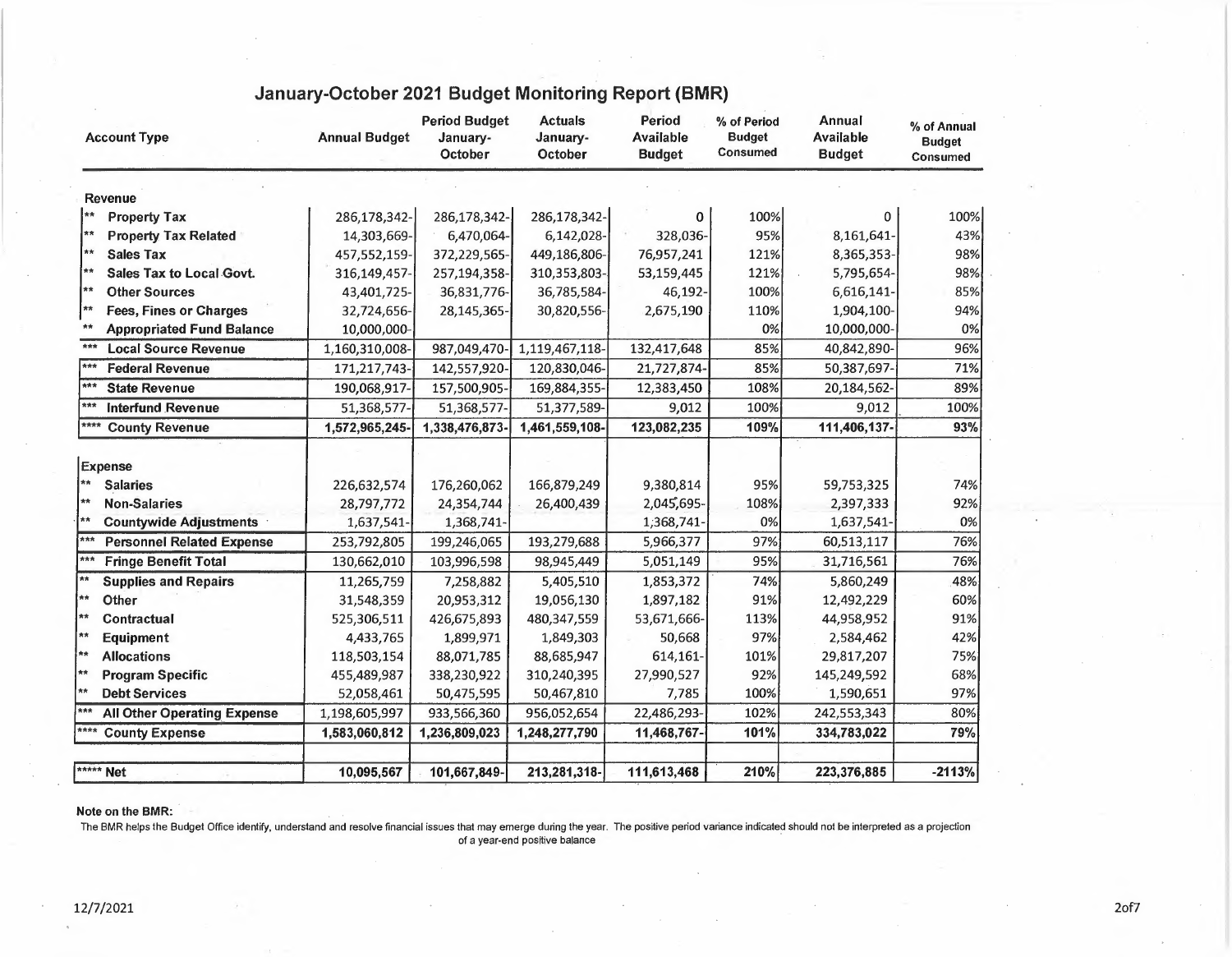# January-October 2021 Budget Monitoring Report (BMR)

| Account Type | Annual Budget | Period Budget January-October | Actuals January-October | Period Available Budget | % of Period Budget Consumed | Annual Available Budget | % of Annual Budget Consumed |
|---|---|---|---|---|---|---|---|
| **Revenue** | | | | | | | |
| ** **Property Tax** | 286,178,342- | 286,178,342- | 286,178,342- | 0 | 100% | 0 | 100% |
| ** **Property Tax Related** | 14,303,669- | 6,470,064- | 6,142,028- | 328,036- | 95% | 8,161,641- | 43% |
| ** **Sales Tax** | 457,552,159- | 372,229,565- | 449,186,806- | 76,957,241 | 121% | 8,365,353- | 98% |
| ** **Sales Tax to Local Govt.** | 316,149,457- | 257,194,358- | 310,353,803- | 53,159,445 | 121% | 5,795,654- | 98% |
| ** **Other Sources** | 43,401,725- | 36,831,776- | 36,785,584- | 46,192- | 100% | 6,616,141- | 85% |
| ** **Fees, Fines or Charges** | 32,724,656- | 28,145,365- | 30,820,556- | 2,675,190 | 110% | 1,904,100- | 94% |
| ** **Appropriated Fund Balance** | 10,000,000- | | | | 0% | 10,000,000- | 0% |
| *** **Local Source Revenue** | 1,160,310,008- | 987,049,470- | 1,119,467,118- | 132,417,648 | 85% | 40,842,890- | 96% |
| *** **Federal Revenue** | 171,217,743- | 142,557,920- | 120,830,046- | 21,727,874- | 85% | 50,387,697- | 71% |
| *** **State Revenue** | 190,068,917- | 157,500,905- | 169,884,355- | 12,383,450 | 108% | 20,184,562- | 89% |
| *** **Interfund Revenue** | 51,368,577- | 51,368,577- | 51,377,589- | 9,012 | 100% | 9,012 | 100% |
| **** **County Revenue** | **1,572,965,245-** | **1,338,476,873-** | **1,461,559,108-** | **123,082,235** | **109%** | **111,406,137-** | **93%** |
| **Expense** | | | | | | | |
| ** **Salaries** | 226,632,574 | 176,260,062 | 166,879,249 | 9,380,814 | 95% | 59,753,325 | 74% |
| ** **Non-Salaries** | 28,797,772 | 24,354,744 | 26,400,439 | 2,045,695- | 108% | 2,397,333 | 92% |
| ** **Countywide Adjustments** | 1,637,541- | 1,368,741- | | 1,368,741- | 0% | 1,637,541- | 0% |
| *** **Personnel Related Expense** | 253,792,805 | 199,246,065 | 193,279,688 | 5,966,377 | 97% | 60,513,117 | 76% |
| *** **Fringe Benefit Total** | 130,662,010 | 103,996,598 | 98,945,449 | 5,051,149 | 95% | 31,716,561 | 76% |
| ** **Supplies and Repairs** | 11,265,759 | 7,258,882 | 5,405,510 | 1,853,372 | 74% | 5,860,249 | 48% |
| ** **Other** | 31,548,359 | 20,953,312 | 19,056,130 | 1,897,182 | 91% | 12,492,229 | 60% |
| ** **Contractual** | 525,306,511 | 426,675,893 | 480,347,559 | 53,671,666- | 113% | 44,958,952 | 91% |
| ** **Equipment** | 4,433,765 | 1,899,971 | 1,849,303 | 50,668 | 97% | 2,584,462 | 42% |
| ** **Allocations** | 118,503,154 | 88,071,785 | 88,685,947 | 614,161- | 101% | 29,817,207 | 75% |
| ** **Program Specific** | 455,489,987 | 338,230,922 | 310,240,395 | 27,990,527 | 92% | 145,249,592 | 68% |
| ** **Debt Services** | 52,058,461 | 50,475,595 | 50,467,810 | 7,785 | 100% | 1,590,651 | 97% |
| *** **All Other Operating Expense** | 1,198,605,997 | 933,566,360 | 956,052,654 | 22,486,293- | 102% | 242,553,343 | 80% |
| **** **County Expense** | **1,583,060,812** | **1,236,809,023** | **1,248,277,790** | **11,468,767-** | **101%** | **334,783,022** | **79%** |
| ***** **Net** | **10,095,567** | **101,667,849-** | **213,281,318-** | **111,613,468** | **210%** | **223,376,885** | **-2113%** |

**Note on the BMR:**

The BMR helps the Budget Office identify, understand and resolve financial issues that may emerge during the year. The positive period variance indicated should not be interpreted as a projection of a year-end positive balance

12/7/2021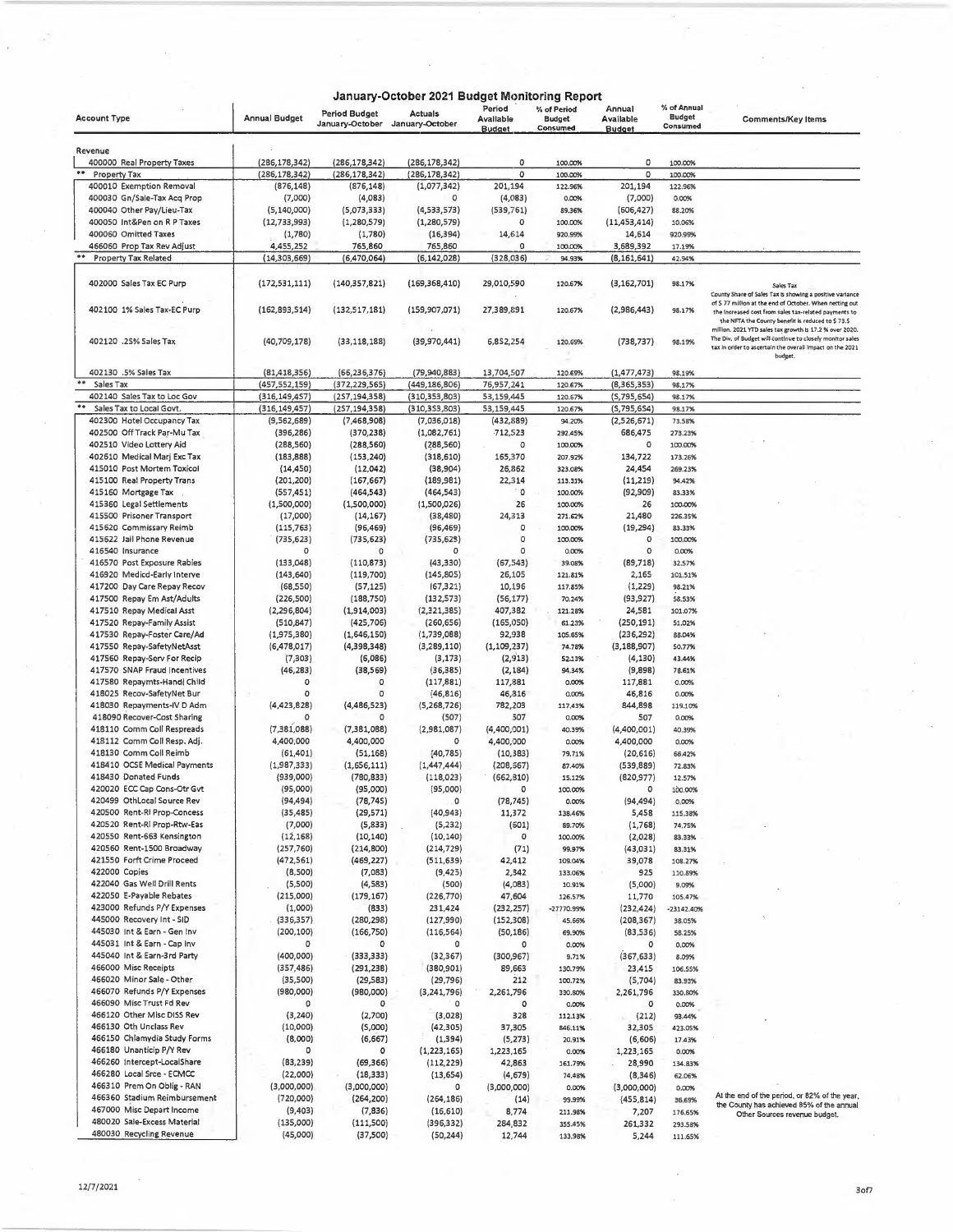# January-October 2021 Budget Monitoring Report

| Account Type | Annual Budget | Period Budget January-October | Actuals January-October | Period Available Budget | % of Period Budget Consumed | Annual Available Budget | % of Annual Budget Consumed | Comments/Key Items |
|---|---|---|---|---|---|---|---|---|
| **Revenue** | | | | | | | | |
| 400000 Real Property Taxes | (286,178,342) | (286,178,342) | (286,178,342) | 0 | 100.00% | 0 | 100.00% | |
| ** Property Tax | (286,178,342) | (286,178,342) | (286,178,342) | 0 | 100.00% | 0 | 100.00% | |
| 400010 Exemption Removal | (876,148) | (876,148) | (1,077,342) | 201,194 | 122.96% | 201,194 | 122.96% | |
| 400030 Gn/Sale-Tax Acq Prop | (7,000) | (4,083) | 0 | (4,083) | 0.00% | (7,000) | 0.00% | |
| 400040 Other Pay/Lieu-Tax | (5,140,000) | (5,073,333) | (4,533,573) | (539,761) | 89.36% | (606,427) | 88.20% | |
| 400050 Int&Pen on R P Taxes | (12,733,993) | (1,280,579) | (1,280,579) | 0 | 100.00% | (11,453,414) | 10.06% | |
| 400060 Omitted Taxes | (1,780) | (1,780) | (16,394) | 14,614 | 920.99% | 14,614 | 920.99% | |
| 466060 Prop Tax Rev Adjust | 4,455,252 | 765,860 | 765,860 | 0 | 100.00% | 3,689,392 | 17.19% | |
| ** Property Tax Related | (14,303,669) | (6,470,064) | (6,142,028) | (328,036) | 94.93% | (8,161,641) | 42.94% | |
| 402000 Sales Tax EC Purp | (172,531,111) | (140,357,821) | (169,368,410) | 29,010,590 | 120.67% | (3,162,701) | 98.17% | Sales Tax<br>County Share of Sales Tax is showing a positive variance of $ 77 million at the end of October. When netting out the increased cost from sales tax-related payments to the NFTA the County benefit is reduced to $ 73.5 million. 2021 YTD sales tax growth is 17.2 % over 2020. The Div. of Budget will continue to closely monitor sales tax in order to ascertain the overall impact on the 2021 budget. |
| 402100 1% Sales Tax-EC Purp | (162,893,514) | (132,517,181) | (159,907,071) | 27,389,891 | 120.67% | (2,986,443) | 98.17% | |
| 402120 .25% Sales Tax | (40,709,178) | (33,118,188) | (39,970,441) | 6,852,254 | 120.69% | (738,737) | 98.19% | |
| 402130 .5% Sales Tax | (81,418,356) | (66,236,376) | (79,940,883) | 13,704,507 | 120.69% | (1,477,473) | 98.19% | |
| ** Sales Tax | (457,552,159) | (372,229,565) | (449,186,806) | 76,957,241 | 120.67% | (8,365,353) | 98.17% | |
| 402140 Sales Tax to Loc Gov | (316,149,457) | (257,194,358) | (310,353,803) | 53,159,445 | 120.67% | (5,795,654) | 98.17% | |
| ** Sales Tax to Local Govt. | (316,149,457) | (257,194,358) | (310,353,803) | 53,159,445 | 120.67% | (5,795,654) | 98.17% | |
| 402300 Hotel Occupancy Tax | (9,562,689) | (7,468,908) | (7,036,018) | (432,889) | 94.20% | (2,526,671) | 73.58% | |
| 402500 Off Track Par-Mu Tax | (396,286) | (370,238) | (1,082,761) | 712,523 | 292.45% | 686,475 | 273.23% | |
| 402510 Video Lottery Aid | (288,560) | (288,560) | (288,560) | 0 | 100.00% | 0 | 100.00% | |
| 402610 Medical Marj Exc Tax | (183,888) | (153,240) | (318,610) | 165,370 | 207.92% | 134,722 | 173.26% | |
| 415010 Post Mortem Toxicol | (14,450) | (12,042) | (38,904) | 26,862 | 323.08% | 24,454 | 269.23% | |
| 415100 Real Property Trans | (201,200) | (167,667) | (189,981) | 22,314 | 113.31% | (11,219) | 94.42% | |
| 415160 Mortgage Tax | (557,451) | (464,543) | (464,543) | 0 | 100.00% | (92,909) | 83.33% | |
| 415360 Legal Settlements | (1,500,000) | (1,500,000) | (1,500,026) | 26 | 100.00% | 26 | 100.00% | |
| 415500 Prisoner Transport | (17,000) | (14,167) | (38,480) | 24,313 | 271.62% | 21,480 | 226.35% | |
| 415620 Commissary Reimb | (115,763) | (96,469) | (96,469) | 0 | 100.00% | (19,294) | 83.33% | |
| 415622 Jail Phone Revenue | (735,623) | (735,623) | (735,623) | 0 | 100.00% | 0 | 100.00% | |
| 416540 Insurance | 0 | 0 | 0 | 0 | 0.00% | 0 | 0.00% | |
| 416570 Post Exposure Rabies | (133,048) | (110,873) | (43,330) | (67,543) | 39.08% | (89,718) | 32.57% | |
| 416920 Medicd-Early Interve | (143,640) | (119,700) | (145,805) | 26,105 | 121.81% | 2,165 | 101.51% | |
| 417200 Day Care Repay Recov | (68,550) | (57,125) | (67,321) | 10,196 | 117.85% | (1,229) | 98.21% | |
| 417500 Repay Em Ast/Adults | (226,500) | (188,750) | (132,573) | (56,177) | 70.24% | (93,927) | 58.53% | |
| 417510 Repay Medical Asst | (2,296,804) | (1,914,003) | (2,321,385) | 407,382 | 121.28% | 24,581 | 101.07% | |
| 417520 Repay-Family Assist | (510,847) | (425,706) | (260,656) | (165,050) | 61.23% | (250,191) | 51.02% | |
| 417530 Repay-Foster Care/Ad | (1,975,380) | (1,646,150) | (1,739,088) | 92,938 | 105.65% | (236,292) | 88.04% | |
| 417550 Repay-SafetyNetAsst | (6,478,017) | (4,398,348) | (3,289,110) | (1,109,237) | 74.78% | (3,188,907) | 50.77% | |
| 417560 Repay-Serv For Recip | (7,303) | (6,086) | (3,173) | (2,913) | 52.13% | (4,130) | 43.44% | |
| 417570 SNAP Fraud Incentives | (46,283) | (38,569) | (36,385) | (2,184) | 94.34% | (9,898) | 78.61% | |
| 417580 Repaymts-Handi Child | 0 | 0 | (117,881) | 117,881 | 0.00% | 117,881 | 0.00% | |
| 418025 Recov-SafetyNet Bur | 0 | 0 | (46,816) | 46,816 | 0.00% | 46,816 | 0.00% | |
| 418030 Repayments-IV D Adm | (4,423,828) | (4,486,523) | (5,268,726) | 782,203 | 117.43% | 844,898 | 119.10% | |
| 418090 Recover-Cost Sharing | 0 | 0 | (507) | 507 | 0.00% | 507 | 0.00% | |
| 418110 Comm Coll Respreads | (7,381,088) | (7,381,088) | (2,981,087) | (4,400,001) | 40.39% | (4,400,001) | 40.39% | |
| 418112 Comm Coll Resp. Adj. | 4,400,000 | 4,400,000 | 0 | 4,400,000 | 0.00% | 4,400,000 | 0.00% | |
| 418130 Comm Coll Reimb | (61,401) | (51,168) | (40,785) | (10,383) | 79.71% | (20,616) | 66.42% | |
| 418410 OCSE Medical Payments | (1,987,333) | (1,656,111) | (1,447,444) | (208,667) | 87.40% | (539,889) | 72.83% | |
| 418430 Donated Funds | (939,000) | (780,833) | (118,023) | (662,810) | 15.12% | (820,977) | 12.57% | |
| 420020 ECC Cap Cons-Otr Gvt | (95,000) | (95,000) | (95,000) | 0 | 100.00% | 0 | 100.00% | |
| 420499 OthLocal Source Rev | (94,494) | (78,745) | 0 | (78,745) | 0.00% | (94,494) | 0.00% | |
| 420500 Rent-Rl Prop-Concess | (35,485) | (29,571) | (40,943) | 11,372 | 138.46% | 5,458 | 115.38% | |
| 420520 Rent-Rl Prop-Rtw-Eas | (7,000) | (5,833) | (5,232) | (601) | 89.70% | (1,768) | 74.75% | |
| 420550 Rent-663 Kensington | (12,168) | (10,140) | (10,140) | 0 | 100.00% | (2,028) | 83.33% | |
| 420560 Rent-1500 Broadway | (257,760) | (214,800) | (214,729) | (71) | 99.97% | (43,031) | 83.31% | |
| 421550 Forft Crime Proceed | (472,561) | (469,227) | (511,639) | 42,412 | 109.04% | 39,078 | 108.27% | |
| 422000 Copies | (8,500) | (7,083) | (9,425) | 2,342 | 133.06% | 925 | 110.89% | |
| 422040 Gas Well Drill Rents | (5,500) | (4,583) | (500) | (4,083) | 10.91% | (5,000) | 9.09% | |
| 422050 E-Payable Rebates | (215,000) | (179,167) | (226,770) | 47,604 | 126.57% | 11,770 | 105.47% | |
| 423000 Refunds P/Y Expenses | (1,000) | (833) | 231,424 | (232,257) | -27770.99% | (232,424) | -23142.40% | |
| 445000 Recovery Int - SID | (336,357) | (280,298) | (127,990) | (152,308) | 45.66% | (208,367) | 38.05% | |
| 445030 Int & Earn - Gen Inv | (200,100) | (166,750) | (116,564) | (50,186) | 69.90% | (83,536) | 58.25% | |
| 445031 Int & Earn - Cap Inv | 0 | 0 | 0 | 0 | 0.00% | 0 | 0.00% | |
| 445040 Int & Earn-3rd Party | (400,000) | (333,333) | (32,367) | (300,967) | 9.71% | (367,633) | 8.09% | |
| 466000 Misc Receipts | (357,486) | (291,238) | (380,901) | 89,663 | 130.79% | 23,415 | 106.55% | |
| 466020 Minor Sale - Other | (35,500) | (29,583) | (29,796) | 212 | 100.72% | (5,704) | 83.93% | |
| 466070 Refunds P/Y Expenses | (980,000) | (980,000) | (3,241,796) | 2,261,796 | 330.80% | 2,261,796 | 330.80% | |
| 466090 Misc Trust Fd Rev | 0 | 0 | 0 | 0 | 0.00% | 0 | 0.00% | |
| 466120 Other Misc DISS Rev | (3,240) | (2,700) | (3,028) | 328 | 112.13% | (212) | 93.44% | |
| 466130 Oth Unclass Rev | (10,000) | (5,000) | (42,305) | 37,305 | 846.11% | 32,305 | 423.05% | |
| 466150 Chlamydia Study Forms | (8,000) | (6,667) | (1,394) | (5,273) | 20.91% | (6,606) | 17.43% | |
| 466180 Unanticip P/Y Rev | 0 | 0 | (1,223,165) | 1,223,165 | 0.00% | 1,223,165 | 0.00% | |
| 466260 Intercept-LocalShare | (83,239) | (69,366) | (112,229) | 42,863 | 161.79% | 28,990 | 134.83% | |
| 466280 Local Srce - ECMCC | (22,000) | (18,333) | (13,654) | (4,679) | 74.48% | (8,346) | 62.06% | |
| 466310 Prem On Oblig - RAN | (3,000,000) | (3,000,000) | 0 | (3,000,000) | 0.00% | (3,000,000) | 0.00% | |
| 466360 Stadium Reimbursement | (720,000) | (264,200) | (264,186) | (14) | 99.99% | (455,814) | 36.69% | At the end of the period, or 82% of the year, the County has achieved 85% of the annual Other Sources revenue budget. |
| 467000 Misc Depart Income | (9,403) | (7,836) | (16,610) | 8,774 | 211.98% | 7,207 | 176.65% | |
| 480020 Sale-Excess Material | (135,000) | (111,500) | (396,332) | 284,832 | 355.45% | 261,332 | 293.58% | |
| 480030 Recycling Revenue | (45,000) | (37,500) | (50,244) | 12,744 | 133.98% | 5,244 | 111.65% | |

12/7/2021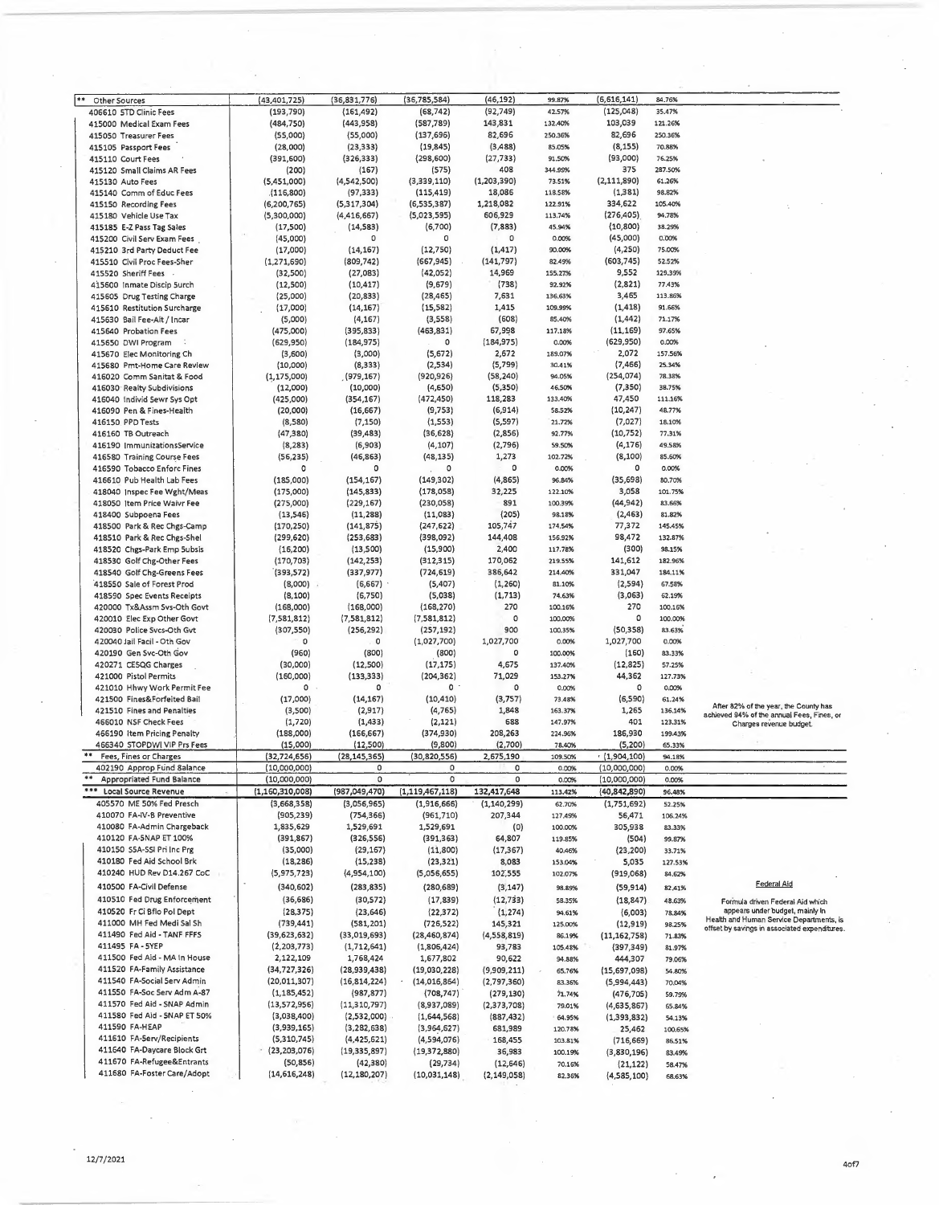| | | | | | | | | |
|---|---|---|---|---|---|---|---|---|
| ** Other Sources | (43,401,725) | (36,831,776) | (36,785,584) | (46,192) | 99.87% | (6,616,141) | 84.76% | |
| 406610 STD Clinic Fees | (193,790) | (161,492) | (68,742) | (92,749) | 42.57% | (125,048) | 35.47% | |
| 415000 Medical Exam Fees | (484,750) | (443,958) | (587,789) | 143,831 | 132.40% | 103,039 | 121.26% | |
| 415050 Treasurer Fees | (55,000) | (55,000) | (137,696) | 82,696 | 250.36% | 82,696 | 250.36% | |
| 415105 Passport Fees | (28,000) | (23,333) | (19,845) | (3,488) | 85.05% | (8,155) | 70.88% | |
| 415110 Court Fees | (391,600) | (326,333) | (298,600) | (27,733) | 91.50% | (93,000) | 76.25% | |
| 415120 Small Claims AR Fees | (200) | (167) | (575) | 408 | 344.99% | 375 | 287.50% | |
| 415130 Auto Fees | (5,451,000) | (4,542,500) | (3,339,110) | (1,203,390) | 73.51% | (2,111,890) | 61.26% | |
| 415140 Comm of Educ Fees | (116,800) | (97,333) | (115,419) | 18,086 | 118.58% | (1,381) | 98.82% | |
| 415150 Recording Fees | (6,200,765) | (5,317,304) | (6,535,387) | 1,218,082 | 122.91% | 334,622 | 105.40% | |
| 415180 Vehicle Use Tax | (5,300,000) | (4,416,667) | (5,023,595) | 606,929 | 113.74% | (276,405) | 94.78% | |
| 415185 E-Z Pass Tag Sales | (17,500) | (14,583) | (6,700) | (7,883) | 45.94% | (10,800) | 38.29% | |
| 415200 Civil Serv Exam Fees | (45,000) | 0 | 0 | 0 | 0.00% | (45,000) | 0.00% | |
| 415210 3rd Party Deduct Fee | (17,000) | (14,167) | (12,750) | (1,417) | 90.00% | (4,250) | 75.00% | |
| 415510 Civil Proc Fees-Sher | (1,271,690) | (809,742) | (667,945) | (141,797) | 82.49% | (603,745) | 52.52% | |
| 415520 Sheriff Fees | (32,500) | (27,083) | (42,052) | 14,969 | 155.27% | 9,552 | 129.39% | |
| 415600 Inmate Discip Surch | (12,500) | (10,417) | (9,679) | (738) | 92.92% | (2,821) | 77.43% | |
| 415605 Drug Testing Charge | (25,000) | (20,833) | (28,465) | 7,631 | 136.63% | 3,465 | 113.86% | |
| 415610 Restitution Surcharge | (17,000) | (14,167) | (15,582) | 1,415 | 109.99% | (1,418) | 91.66% | |
| 415630 Bail Fee-Alt / Incar | (5,000) | (4,167) | (3,558) | (608) | 85.40% | (1,442) | 71.17% | |
| 415640 Probation Fees | (475,000) | (395,833) | (463,831) | 67,998 | 117.18% | (11,169) | 97.65% | |
| 415650 DWI Program | (629,950) | (184,975) | 0 | (184,975) | 0.00% | (629,950) | 0.00% | |
| 415670 Elec Monitoring Ch | (3,600) | (3,000) | (5,672) | 2,672 | 189.07% | 2,072 | 157.56% | |
| 415680 Pmt-Home Care Review | (10,000) | (8,333) | (2,534) | (5,799) | 30.41% | (7,466) | 25.34% | |
| 416020 Comm Sanitat & Food | (1,175,000) | (979,167) | (920,926) | (58,240) | 94.05% | (254,074) | 78.38% | |
| 416030 Realty Subdivisions | (12,000) | (10,000) | (4,650) | (5,350) | 46.50% | (7,350) | 38.75% | |
| 416040 Individ Sewr Sys Opt | (425,000) | (354,167) | (472,450) | 118,283 | 133.40% | 47,450 | 111.16% | |
| 416090 Pen & Fines-Health | (20,000) | (16,667) | (9,753) | (6,914) | 58.52% | (10,247) | 48.77% | |
| 416150 PPD Tests | (8,580) | (7,150) | (1,553) | (5,597) | 21.72% | (7,027) | 18.10% | |
| 416160 TB Outreach | (47,380) | (39,483) | (36,628) | (2,856) | 92.77% | (10,752) | 77.31% | |
| 416190 ImmunizationsService | (8,283) | (6,903) | (4,107) | (2,796) | 59.50% | (4,176) | 49.58% | |
| 416580 Training Course Fees | (56,235) | (46,863) | (48,135) | 1,273 | 102.72% | (8,100) | 85.60% | |
| 416590 Tobacco Enforc Fines | 0 | 0 | 0 | 0 | 0.00% | 0 | 0.00% | |
| 416610 Pub Health Lab Fees | (185,000) | (154,167) | (149,302) | (4,865) | 96.84% | (35,698) | 80.70% | |
| 418040 Inspec Fee Wght/Meas | (175,000) | (145,833) | (178,058) | 32,225 | 122.10% | 3,058 | 101.75% | |
| 418050 Item Price Waivr Fee | (275,000) | (229,167) | (230,058) | 891 | 100.39% | (44,942) | 83.66% | |
| 418400 Subpoena Fees | (13,546) | (11,288) | (11,083) | (205) | 98.18% | (2,463) | 81.82% | |
| 418500 Park & Rec Chgs-Camp | (170,250) | (141,875) | (247,622) | 105,747 | 174.54% | 77,372 | 145.45% | |
| 418510 Park & Rec Chgs-Shel | (299,620) | (253,683) | (398,092) | 144,408 | 156.92% | 98,472 | 132.87% | |
| 418520 Chgs-Park Emp Subsis | (16,200) | (13,500) | (15,900) | 2,400 | 117.78% | (300) | 98.15% | |
| 418530 Golf Chg-Other Fees | (170,703) | (142,253) | (312,315) | 170,062 | 219.55% | 141,612 | 182.96% | |
| 418540 Golf Chg-Greens Fees | (393,572) | (337,977) | (724,619) | 386,642 | 214.40% | 331,047 | 184.11% | |
| 418550 Sale of Forest Prod | (8,000) | (6,667) | (5,407) | (1,260) | 81.10% | (2,594) | 67.58% | |
| 418590 Spec Events Receipts | (8,100) | (6,750) | (5,038) | (1,713) | 74.63% | (3,063) | 62.19% | |
| 420000 Tx&Assm Svs-Oth Govt | (168,000) | (168,000) | (168,270) | 270 | 100.16% | 270 | 100.16% | |
| 420010 Elec Exp Other Govt | (7,581,812) | (7,581,812) | (7,581,812) | 0 | 100.00% | 0 | 100.00% | |
| 420030 Police Svcs-Oth Gvt | (307,550) | (256,292) | (257,192) | 900 | 100.35% | (50,358) | 83.63% | |
| 420040 Jail Facil - Oth Gov | 0 | 0 | (1,027,700) | 1,027,700 | 0.00% | 1,027,700 | 0.00% | |
| 420190 Gen Svc-Oth Gov | (960) | (800) | (800) | 0 | 100.00% | (160) | 83.33% | |
| 420271 CESQG Charges | (30,000) | (12,500) | (17,175) | 4,675 | 137.40% | (12,825) | 57.25% | |
| 421000 Pistol Permits | (160,000) | (133,333) | (204,362) | 71,029 | 153.27% | 44,362 | 127.73% | |
| 421010 Hhwy Work Permit Fee | 0 | 0 | 0 | 0 | 0.00% | 0 | 0.00% | |
| 421500 Fines&Forfeited Bail | (17,000) | (14,167) | (10,410) | (3,757) | 73.48% | (6,590) | 61.24% | |
| 421510 Fines and Penalties | (3,500) | (2,917) | (4,765) | 1,848 | 163.37% | 1,265 | 136.14% | After 82% of the year, the County has achieved 94% of the annual Fees, Fines, or Charges revenue budget. |
| 466010 NSF Check Fees | (1,720) | (1,433) | (2,121) | 688 | 147.97% | 401 | 123.31% | |
| 466190 Item Pricing Penalty | (188,000) | (166,667) | (374,930) | 208,263 | 224.96% | 186,930 | 199.43% | |
| 466340 STOPDWI VIP Prs Fees | (15,000) | (12,500) | (9,800) | (2,700) | 78.40% | (5,200) | 65.33% | |
| ** Fees, Fines or Charges | (32,724,656) | (28,145,365) | (30,820,556) | 2,675,190 | 109.50% | (1,904,100) | 94.18% | |
| 402190 Approp Fund Balance | (10,000,000) | 0 | 0 | 0 | 0.00% | (10,000,000) | 0.00% | |
| ** Appropriated Fund Balance | (10,000,000) | 0 | 0 | 0 | 0.00% | (10,000,000) | 0.00% | |
| *** Local Source Revenue | (1,160,310,008) | (987,049,470) | (1,119,467,118) | 132,417,648 | 113.42% | (40,842,890) | 96.48% | |
| 405570 ME 50% Fed Presch | (3,668,358) | (3,056,965) | (1,916,666) | (1,140,299) | 62.70% | (1,751,692) | 52.25% | |
| 410070 FA-IV-B Preventive | (905,239) | (754,366) | (961,710) | 207,344 | 127.49% | 56,471 | 106.24% | |
| 410080 FA-Admin Chargeback | 1,835,629 | 1,529,691 | 1,529,691 | (0) | 100.00% | 305,938 | 83.33% | |
| 410120 FA-SNAP ET 100% | (391,867) | (326,556) | (391,363) | 64,807 | 119.85% | (504) | 99.87% | |
| 410150 SSA-SSI Pri Inc Prg | (35,000) | (29,167) | (11,800) | (17,367) | 40.46% | (23,200) | 33.71% | |
| 410180 Fed Aid School Brk | (18,286) | (15,238) | (23,321) | 8,083 | 153.04% | 5,035 | 127.53% | |
| 410240 HUD Rev D14.267 CoC | (5,975,723) | (4,954,100) | (5,056,655) | 102,555 | 102.07% | (919,068) | 84.62% | |
| 410500 FA-Civil Defense | (340,602) | (283,835) | (280,689) | (3,147) | 98.89% | (59,914) | 82.41% | Federal Aid |
| 410510 Fed Drug Enforcement | (36,686) | (30,572) | (17,839) | (12,733) | 58.35% | (18,847) | 48.63% | Formula driven Federal Aid which appears under budget, mainly in Health and Human Service Departments, is offset by savings in associated expenditures. |
| 410520 Fr Ci Bflo Pol Dept | (28,375) | (23,646) | (22,372) | (1,274) | 94.61% | (6,003) | 78.84% | |
| 411000 MH Fed Medi Sal Sh | (739,441) | (581,201) | (726,522) | 145,321 | 125.00% | (12,919) | 98.25% | |
| 411490 Fed Aid - TANF FFFS | (39,623,632) | (33,019,693) | (28,460,874) | (4,558,819) | 86.19% | (11,162,758) | 71.83% | |
| 411495 FA - SYEP | (2,203,773) | (1,712,641) | (1,806,424) | 93,783 | 105.48% | (397,349) | 81.97% | |
| 411500 Fed Aid - MA In House | 2,122,109 | 1,768,424 | 1,677,802 | 90,622 | 94.88% | 444,307 | 79.06% | |
| 411520 FA-Family Assistance | (34,727,326) | (28,939,438) | (19,030,228) | (9,909,211) | 65.76% | (15,697,098) | 54.80% | |
| 411540 FA-Social Serv Admin | (20,011,307) | (16,814,224) | (14,016,864) | (2,797,360) | 83.36% | (5,994,443) | 70.04% | |
| 411550 FA-Soc Serv Adm A-87 | (1,185,452) | (987,877) | (708,747) | (279,130) | 71.74% | (476,705) | 59.79% | |
| 411570 Fed Aid - SNAP Admin | (13,572,956) | (11,310,797) | (8,937,089) | (2,373,708) | 79.01% | (4,635,867) | 65.84% | |
| 411580 Fed Aid - SNAP ET 50% | (3,038,400) | (2,532,000) | (1,644,568) | (887,432) | 64.95% | (1,393,832) | 54.13% | |
| 411590 FA-HEAP | (3,939,165) | (3,282,638) | (3,964,627) | 681,989 | 120.78% | 25,462 | 100.65% | |
| 411610 FA-Serv/Recipients | (5,310,745) | (4,425,621) | (4,594,076) | 168,455 | 103.81% | (716,669) | 86.51% | |
| 411640 FA-Daycare Block Grt | (23,203,076) | (19,335,897) | (19,372,880) | 36,983 | 100.19% | (3,830,196) | 83.49% | |
| 411670 FA-Refugee&Entrants | (50,856) | (42,380) | (29,734) | (12,646) | 70.16% | (21,122) | 58.47% | |
| 411680 FA-Foster Care/Adopt | (14,616,248) | (12,180,207) | (10,031,148) | (2,149,058) | 82.36% | (4,585,100) | 68.63% | |

12/7/2021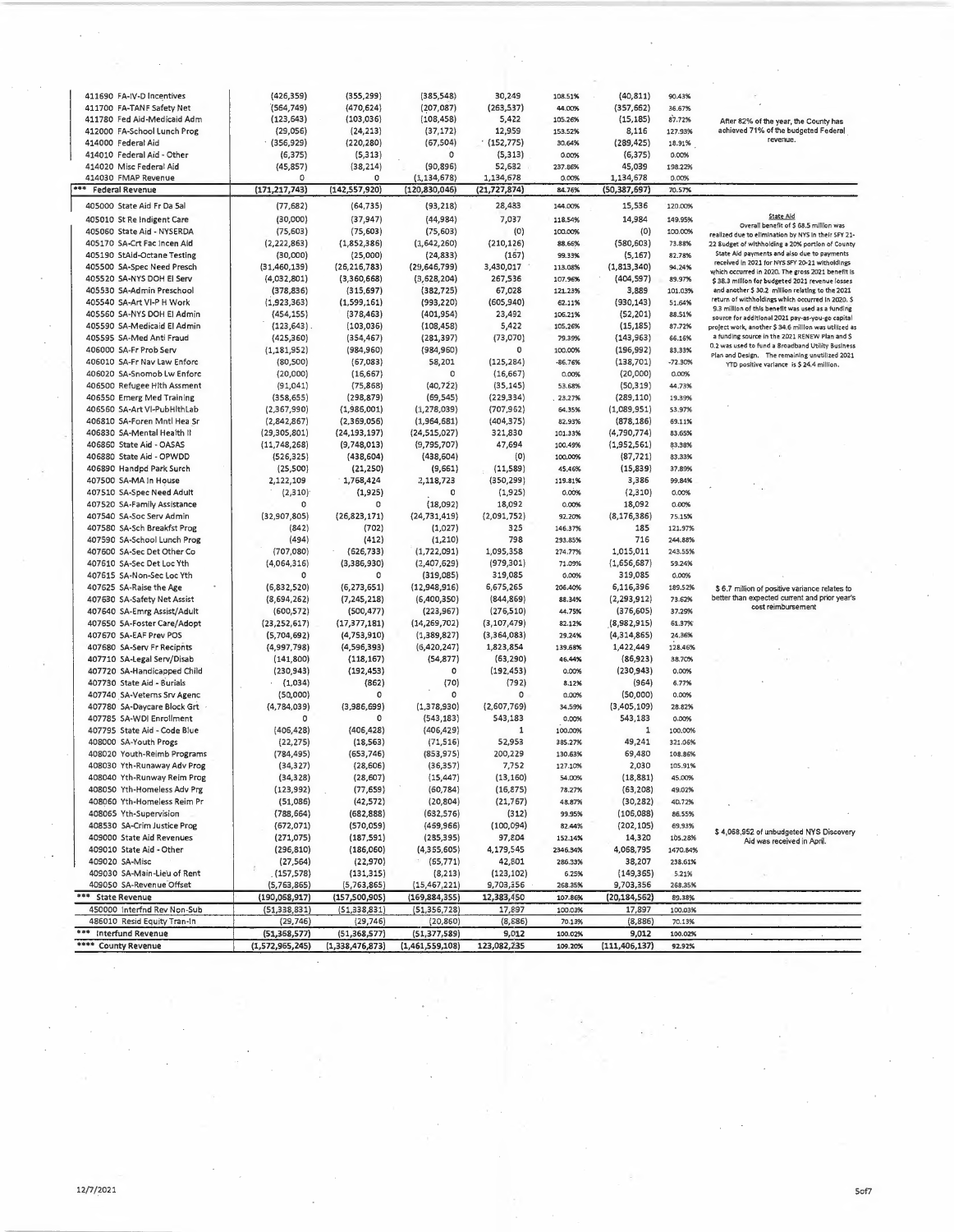| Account | | | | | | | | Comments |
|---|---|---|---|---|---|---|---|---|
| 411690 FA-IV-D Incentives | (426,359) | (355,299) | (385,548) | 30,249 | 108.51% | (40,811) | 90.43% | |
| 411700 FA-TANF Safety Net | (564,749) | (470,624) | (207,087) | (263,537) | 44.00% | (357,662) | 36.67% | |
| 411780 Fed Aid-Medicaid Adm | (123,643) | (103,036) | (108,458) | 5,422 | 105.26% | (15,185) | 87.72% | After 82% of the year, the County has achieved 71% of the budgeted Federal revenue. |
| 412000 FA-School Lunch Prog | (29,056) | (24,213) | (37,172) | 12,959 | 153.52% | 8,116 | 127.93% | |
| 414000 Federal Aid | (356,929) | (220,280) | (67,504) | (152,775) | 30.64% | (289,425) | 18.91% | |
| 414010 Federal Aid - Other | (6,375) | (5,313) | 0 | (5,313) | 0.00% | (6,375) | 0.00% | |
| 414020 Misc Federal Aid | (45,857) | (38,214) | (90,896) | 52,682 | 237.86% | 45,039 | 198.22% | |
| 414030 FMAP Revenue | 0 | 0 | (1,134,678) | 1,134,678 | 0.00% | 1,134,678 | 0.00% | |
| *** Federal Revenue | (171,217,743) | (142,557,920) | (120,830,046) | (21,727,874) | 84.76% | (50,387,697) | 70.57% | |
| 405000 State Aid Fr Da Sal | (77,682) | (64,735) | (93,218) | 28,483 | 144.00% | 15,536 | 120.00% | **State Aid** Overall benefit of $ 68.5 million was realized due to elimination by NYS in their SFY 21-22 Budget of withholding a 20% portion of County State Aid payments and also due to payments received in 2021 for NYS SFY 20-21 withholdings which occurred in 2020. The gross 2021 benefit is $ 38.3 million for budgeted 2021 revenue losses and another $ 30.2 million relating to the 2021 return of withholdings which occurred in 2020. $ 9.3 million of this benefit was used as a funding source for additional 2021 pay-as-you-go capital project work, another $ 34.6 million was utilized as a funding source in the 2021 RENEW Plan and $ 0.2 was used to fund a Broadband Utility Business Plan and Design. The remaining unutilized 2021 YTD positive variance is $ 24.4 million. |
| 405010 St Re Indigent Care | (30,000) | (37,947) | (44,984) | 7,037 | 118.54% | 14,984 | 149.95% | |
| 405060 State Aid - NYSERDA | (75,603) | (75,603) | (75,603) | (0) | 100.00% | (0) | 100.00% | |
| 405170 SA-Crt Fac Incen Aid | (2,222,863) | (1,852,386) | (1,642,260) | (210,126) | 88.66% | (580,603) | 73.88% | |
| 405190 StAid-Octane Testing | (30,000) | (25,000) | (24,833) | (167) | 99.33% | (5,167) | 82.78% | |
| 405500 SA-Spec Need Presch | (31,460,139) | (26,216,783) | (29,646,799) | 3,430,017 | 113.08% | (1,813,340) | 94.24% | |
| 405520 SA-NYS DOH EI Serv | (4,032,801) | (3,360,668) | (3,628,204) | 267,536 | 107.96% | (404,597) | 89.97% | |
| 405530 SA-Admin Preschool | (378,836) | (315,697) | (382,725) | 67,028 | 121.23% | 3,889 | 101.03% | |
| 405540 SA-Art VI-P H Work | (1,923,363) | (1,599,161) | (993,220) | (605,940) | 62.11% | (930,143) | 51.64% | |
| 405560 SA-NYS DOH EI Admin | (454,155) | (378,463) | (401,954) | 23,492 | 106.21% | (52,201) | 88.51% | |
| 405590 SA-Medicaid EI Admin | (123,643) | (103,036) | (108,458) | 5,422 | 105.26% | (15,185) | 87.72% | |
| 405595 SA-Med Anti Fraud | (425,360) | (354,467) | (281,397) | (73,070) | 79.39% | (143,963) | 66.16% | |
| 406000 SA-Fr Prob Serv | (1,181,952) | (984,960) | (984,960) | 0 | 100.00% | (196,992) | 83.33% | |
| 406010 SA-Fr Nav Law Enforc | (80,500) | (67,083) | 58,201 | (125,284) | -86.76% | (138,701) | -72.30% | |
| 406020 SA-Snomob Lw Enforc | (20,000) | (16,667) | 0 | (16,667) | 0.00% | (20,000) | 0.00% | |
| 406500 Refugee Hlth Assment | (91,041) | (75,868) | (40,722) | (35,145) | 53.68% | (50,319) | 44.73% | |
| 406550 Emerg Med Training | (358,655) | (298,879) | (69,545) | (229,334) | 23.27% | (289,110) | 19.39% | |
| 406560 SA-Art VI-PubHlthLab | (2,367,990) | (1,986,001) | (1,278,039) | (707,962) | 64.35% | (1,089,951) | 53.97% | |
| 406810 SA-Foren Mntl Hea Sr | (2,842,867) | (2,369,056) | (1,964,681) | (404,375) | 82.93% | (878,186) | 69.11% | |
| 406830 SA-Mental Health II | (29,305,801) | (24,193,197) | (24,515,027) | 321,830 | 101.33% | (4,790,774) | 83.65% | |
| 406860 State Aid - OASAS | (11,748,268) | (9,748,013) | (9,795,707) | 47,694 | 100.49% | (1,952,561) | 83.38% | |
| 406880 State Aid - OPWDD | (526,325) | (438,604) | (438,604) | (0) | 100.00% | (87,721) | 83.33% | |
| 406890 Handpd Park Surch | (25,500) | (21,250) | (9,661) | (11,589) | 45.46% | (15,839) | 37.89% | |
| 407500 SA-MA In House | 2,122,109 | 1,768,424 | 2,118,723 | (350,299) | 119.81% | 3,386 | 99.84% | |
| 407510 SA-Spec Need Adult | (2,310) | (1,925) | 0 | (1,925) | 0.00% | (2,310) | 0.00% | |
| 407520 SA-Family Assistance | 0 | 0 | (18,092) | 18,092 | 0.00% | 18,092 | 0.00% | |
| 407540 SA-Soc Serv Admin | (32,907,805) | (26,823,171) | (24,731,419) | (2,091,752) | 92.20% | (8,176,386) | 75.15% | |
| 407580 SA-Sch Breakfst Prog | (842) | (702) | (1,027) | 325 | 146.37% | 185 | 121.97% | |
| 407590 SA-School Lunch Prog | (494) | (412) | (1,210) | 798 | 293.85% | 716 | 244.88% | |
| 407600 SA-Sec Det Other Co | (707,080) | (626,733) | (1,722,091) | 1,095,358 | 274.77% | 1,015,011 | 243.55% | |
| 407610 SA-Sec Det Loc Yth | (4,064,316) | (3,386,930) | (2,407,629) | (979,301) | 71.09% | (1,656,687) | 59.24% | |
| 407615 SA-Non-Sec Loc Yth | 0 | 0 | (319,085) | 319,085 | 0.00% | 319,085 | 0.00% | |
| 407625 SA-Raise the Age | (6,832,520) | (6,273,651) | (12,948,916) | 6,675,265 | 206.40% | 6,116,396 | 189.52% | $ 6.7 million of positive variance relates to better than expected current and prior year's cost reimbursement |
| 407630 SA-Safety Net Assist | (8,694,262) | (7,245,218) | (6,400,350) | (844,869) | 88.34% | (2,293,912) | 73.62% | |
| 407640 SA-Emrg Assist/Adult | (600,572) | (500,477) | (223,967) | (276,510) | 44.75% | (376,605) | 37.29% | |
| 407650 SA-Foster Care/Adopt | (23,252,617) | (17,377,181) | (14,269,702) | (3,107,479) | 82.12% | (8,982,915) | 61.37% | |
| 407670 SA-EAF Prev POS | (5,704,692) | (4,753,910) | (1,389,827) | (3,364,083) | 29.24% | (4,314,865) | 24.36% | |
| 407680 SA-Serv Fr Recipnts | (4,997,798) | (4,596,393) | (6,420,247) | 1,823,854 | 139.68% | 1,422,449 | 128.46% | |
| 407710 SA-Legal Serv/Disab | (141,800) | (118,167) | (54,877) | (63,290) | 46.44% | (86,923) | 38.70% | |
| 407720 SA-Handicapped Child | (230,943) | (192,453) | 0 | (192,453) | 0.00% | (230,943) | 0.00% | |
| 407730 State Aid - Burials | (1,034) | (862) | (70) | (792) | 8.12% | (964) | 6.77% | |
| 407740 SA-Veterns Srv Agenc | (50,000) | 0 | 0 | 0 | 0.00% | (50,000) | 0.00% | |
| 407780 SA-Daycare Block Grt | (4,784,039) | (3,986,699) | (1,378,930) | (2,607,769) | 34.59% | (3,405,109) | 28.82% | |
| 407785 SA-WDI Enrollment | 0 | 0 | (543,183) | 543,183 | 0.00% | 543,183 | 0.00% | |
| 407795 State Aid - Code Blue | (406,428) | (406,428) | (406,429) | 1 | 100.00% | 1 | 100.00% | |
| 408000 SA-Youth Progs | (22,275) | (18,563) | (71,516) | 52,953 | 385.27% | 49,241 | 321.06% | |
| 408020 Youth-Reimb Programs | (784,495) | (653,746) | (853,975) | 200,229 | 130.63% | 69,480 | 108.86% | |
| 408030 Yth-Runaway Adv Prog | (34,327) | (28,606) | (36,357) | 7,752 | 127.10% | 2,030 | 105.91% | |
| 408040 Yth-Runaway Reim Prog | (34,328) | (28,607) | (15,447) | (13,160) | 54.00% | (18,881) | 45.00% | |
| 408050 Yth-Homeless Adv Prg | (123,992) | (77,659) | (60,784) | (16,875) | 78.27% | (63,208) | 49.02% | |
| 408060 Yth-Homeless Reim Pr | (51,086) | (42,572) | (20,804) | (21,767) | 48.87% | (30,282) | 40.72% | |
| 408065 Yth-Supervision | (788,664) | (682,888) | (682,576) | (312) | 99.95% | (106,088) | 86.55% | |
| 408530 SA-Crim Justice Prog | (672,071) | (570,059) | (469,966) | (100,094) | 82.44% | (202,105) | 69.93% | |
| 409000 State Aid Revenues | (271,075) | (187,591) | (285,395) | 97,804 | 152.14% | 14,320 | 105.28% | $ 4,068,952 of unbudgeted NYS Discovery Aid was received in April. |
| 409010 State Aid - Other | (296,810) | (186,060) | (4,365,605) | 4,179,545 | 2346.34% | 4,068,795 | 1470.84% | |
| 409020 SA-Misc | (27,564) | (22,970) | (65,771) | 42,801 | 286.33% | 38,207 | 238.61% | |
| 409030 SA-Main-Lieu of Rent | (157,578) | (131,315) | (8,213) | (123,102) | 6.25% | (149,365) | 5.21% | |
| 409050 SA-Revenue Offset | (5,763,865) | (5,763,865) | (15,467,221) | 9,703,356 | 268.35% | 9,703,356 | 268.35% | |
| *** State Revenue | (190,068,917) | (157,500,905) | (169,884,355) | 12,383,450 | 107.86% | (20,184,562) | 89.38% | |
| 450000 Interfnd Rev Non-Sub | (51,338,831) | (51,338,831) | (51,356,728) | 17,897 | 100.03% | 17,897 | 100.03% | |
| 486010 Resid Equity Tran-In | (29,746) | (29,746) | (20,860) | (8,886) | 70.13% | (8,886) | 70.13% | |
| *** Interfund Revenue | (51,368,577) | (51,368,577) | (51,377,589) | 9,012 | 100.02% | 9,012 | 100.02% | |
| **** County Revenue | (1,572,965,245) | (1,338,476,873) | (1,461,559,108) | 123,082,235 | 109.20% | (111,406,137) | 92.92% | |

12/7/2021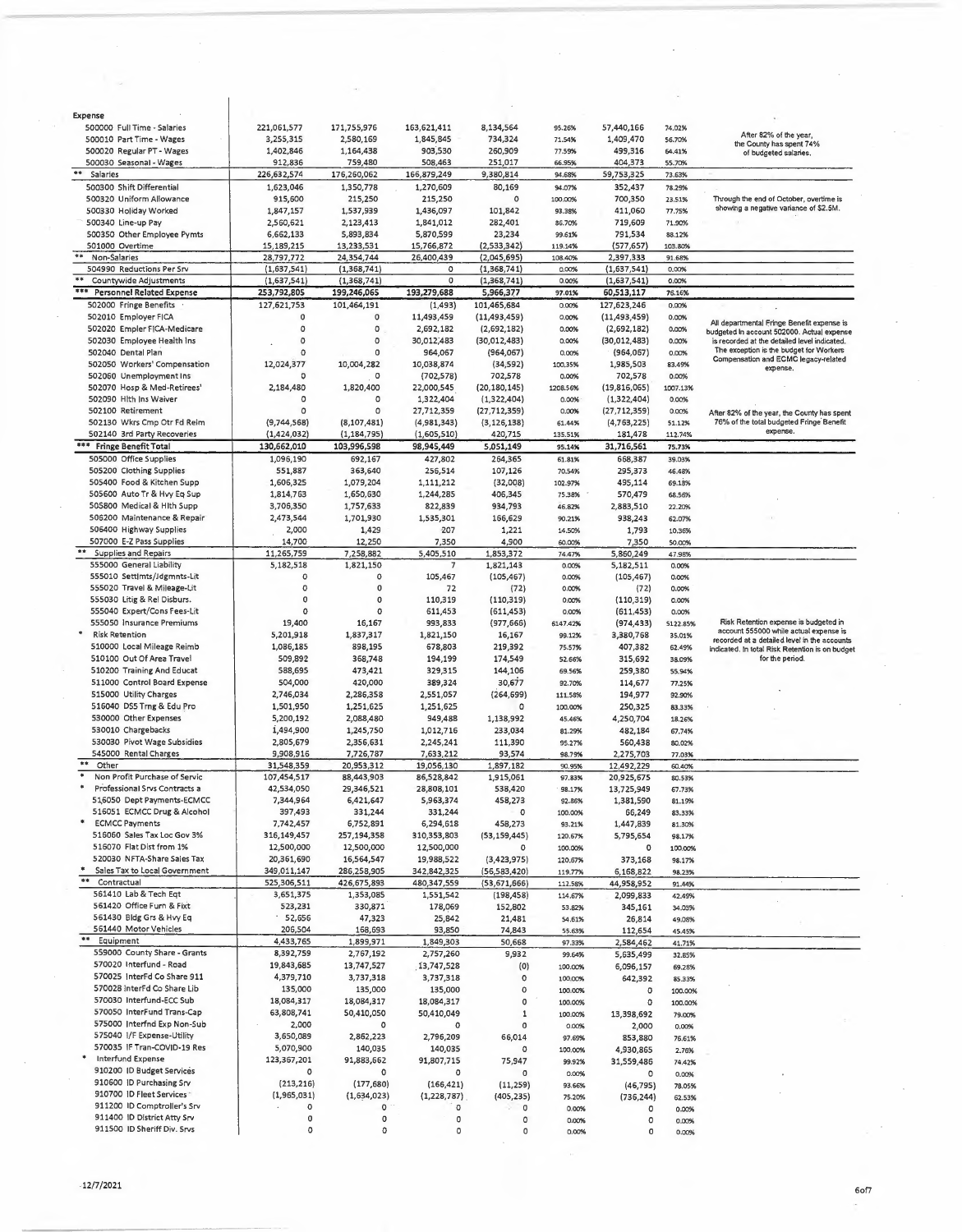**Expense**

| Account | Col 1 | Col 2 | Col 3 | Col 4 | Col 5 | Col 6 | Col 7 | Notes |
|---|---|---|---|---|---|---|---|---|
| 500000 Full Time - Salaries | 221,061,577 | 171,755,976 | 163,621,411 | 8,134,564 | 95.26% | 57,440,166 | 74.02% | After 82% of the year, the County has spent 74% of budgeted salaries. |
| 500010 Part Time - Wages | 3,255,315 | 2,580,169 | 1,845,845 | 734,324 | 71.54% | 1,409,470 | 56.70% | |
| 500020 Regular PT - Wages | 1,402,846 | 1,164,438 | 903,530 | 260,909 | 77.59% | 499,316 | 64.41% | |
| 500030 Seasonal - Wages | 912,836 | 759,480 | 508,463 | 251,017 | 66.95% | 404,373 | 55.70% | |
| ** Salaries | 226,632,574 | 176,260,062 | 166,879,249 | 9,380,814 | 94.68% | 59,753,325 | 73.63% | |
| 500300 Shift Differential | 1,623,046 | 1,350,778 | 1,270,609 | 80,169 | 94.07% | 352,437 | 78.29% | |
| 500320 Uniform Allowance | 915,600 | 215,250 | 215,250 | 0 | 100.00% | 700,350 | 23.51% | Through the end of October, overtime is showing a negative variance of $2.5M. |
| 500330 Holiday Worked | 1,847,157 | 1,537,939 | 1,436,097 | 101,842 | 93.38% | 411,060 | 77.75% | |
| 500340 Line-up Pay | 2,560,621 | 2,123,413 | 1,841,012 | 282,401 | 86.70% | 719,609 | 71.90% | |
| 500350 Other Employee Pymts | 6,662,133 | 5,893,834 | 5,870,599 | 23,234 | 99.61% | 791,534 | 88.12% | |
| 501000 Overtime | 15,189,215 | 13,233,531 | 15,766,872 | (2,533,342) | 119.14% | (577,657) | 103.80% | |
| ** Non-Salaries | 28,797,772 | 24,354,744 | 26,400,439 | (2,045,695) | 108.40% | 2,397,333 | 91.68% | |
| 504990 Reductions Per Srv | (1,637,541) | (1,368,741) | 0 | (1,368,741) | 0.00% | (1,637,541) | 0.00% | |
| ** Countywide Adjustments | (1,637,541) | (1,368,741) | 0 | (1,368,741) | 0.00% | (1,637,541) | 0.00% | |
| *** Personnel Related Expense | 253,792,805 | 199,246,065 | 193,279,688 | 5,966,377 | 97.01% | 60,513,117 | 76.16% | |
| 502000 Fringe Benefits | 127,621,753 | 101,464,191 | (1,493) | 101,465,684 | 0.00% | 127,623,246 | 0.00% | All departmental Fringe Benefit expense is budgeted in account 502000. Actual expense is recorded at the detailed level indicated. The exception is the budget for Workers Compensation and ECMC legacy-related expense. |
| 502010 Employer FICA | 0 | 0 | 11,493,459 | (11,493,459) | 0.00% | (11,493,459) | 0.00% | |
| 502020 Emplr FICA-Medicare | 0 | 0 | 2,692,182 | (2,692,182) | 0.00% | (2,692,182) | 0.00% | |
| 502030 Employee Health Ins | 0 | 0 | 30,012,483 | (30,012,483) | 0.00% | (30,012,483) | 0.00% | |
| 502040 Dental Plan | 0 | 0 | 964,067 | (964,067) | 0.00% | (964,067) | 0.00% | |
| 502050 Workers' Compensation | 12,024,377 | 10,004,282 | 10,038,874 | (34,592) | 100.35% | 1,985,503 | 83.49% | |
| 502060 Unemployment Ins | 0 | 0 | (702,578) | 702,578 | 0.00% | 702,578 | 0.00% | |
| 502070 Hosp & Med-Retirees' | 2,184,480 | 1,820,400 | 22,000,545 | (20,180,145) | 1208.56% | (19,816,065) | 1007.13% | |
| 502090 Hlth Ins Waiver | 0 | 0 | 1,322,404 | (1,322,404) | 0.00% | (1,322,404) | 0.00% | |
| 502100 Retirement | 0 | 0 | 27,712,359 | (27,712,359) | 0.00% | (27,712,359) | 0.00% | After 82% of the year, the County has spent 76% of the total budgeted Fringe Benefit expense. |
| 502130 Wkrs Cmp Otr Fd Reim | (9,744,568) | (8,107,481) | (4,981,343) | (3,126,138) | 61.44% | (4,763,225) | 51.12% | |
| 502140 3rd Party Recoveries | (1,424,032) | (1,184,795) | (1,605,510) | 420,715 | 135.51% | 181,478 | 112.74% | |
| *** Fringe Benefit Total | 130,662,010 | 103,996,598 | 98,945,449 | 5,051,149 | 95.14% | 31,716,561 | 75.73% | |
| 505000 Office Supplies | 1,096,190 | 692,167 | 427,802 | 264,365 | 61.81% | 668,387 | 39.03% | |
| 505200 Clothing Supplies | 551,887 | 363,640 | 256,514 | 107,126 | 70.54% | 295,373 | 46.48% | |
| 505400 Food & Kitchen Supp | 1,606,325 | 1,079,204 | 1,111,212 | (32,008) | 102.97% | 495,114 | 69.18% | |
| 505600 Auto Tr & Hvy Eq Sup | 1,814,763 | 1,650,630 | 1,244,285 | 406,345 | 75.38% | 570,479 | 68.56% | |
| 505800 Medical & Hlth Supp | 3,706,350 | 1,757,633 | 822,839 | 934,793 | 46.82% | 2,883,510 | 22.20% | |
| 506200 Maintenance & Repair | 2,473,544 | 1,701,930 | 1,535,301 | 166,629 | 90.21% | 938,243 | 62.07% | |
| 506400 Highway Supplies | 2,000 | 1,429 | 207 | 1,221 | 14.50% | 1,793 | 10.36% | |
| 507000 E-Z Pass Supplies | 14,700 | 12,250 | 7,350 | 4,900 | 60.00% | 7,350 | 50.00% | |
| ** Supplies and Repairs | 11,265,759 | 7,258,882 | 5,405,510 | 1,853,372 | 74.47% | 5,860,249 | 47.98% | |
| 555000 General Liability | 5,182,518 | 1,821,150 | 7 | 1,821,143 | 0.00% | 5,182,511 | 0.00% | |
| 555010 Settlmts/Jdgmnts-Lit | 0 | 0 | 105,467 | (105,467) | 0.00% | (105,467) | 0.00% | |
| 555020 Travel & Mileage-Lit | 0 | 0 | 72 | (72) | 0.00% | (72) | 0.00% | |
| 555030 Litig & Rel Disburs. | 0 | 0 | 110,319 | (110,319) | 0.00% | (110,319) | 0.00% | |
| 555040 Expert/Cons Fees-Lit | 0 | 0 | 611,453 | (611,453) | 0.00% | (611,453) | 0.00% | |
| 555050 Insurance Premiums | 19,400 | 16,167 | 993,833 | (977,666) | 6147.42% | (974,433) | 5122.85% | Risk Retention expense is budgeted in account 555000 while actual expense is recorded at a detailed level in the accounts indicated. In total Risk Retention is on budget for the period. |
| * Risk Retention | 5,201,918 | 1,837,317 | 1,821,150 | 16,167 | 99.12% | 3,380,768 | 35.01% | |
| 510000 Local Mileage Reimb | 1,086,185 | 898,195 | 678,803 | 219,392 | 75.57% | 407,382 | 62.49% | |
| 510100 Out Of Area Travel | 509,892 | 368,748 | 194,199 | 174,549 | 52.66% | 315,692 | 38.09% | |
| 510200 Training And Educat | 588,695 | 473,421 | 329,315 | 144,106 | 69.56% | 259,380 | 55.94% | |
| 511000 Control Board Expense | 504,000 | 420,000 | 389,324 | 30,677 | 92.70% | 114,677 | 77.25% | |
| 515000 Utility Charges | 2,746,034 | 2,286,358 | 2,551,057 | (264,699) | 111.58% | 194,977 | 92.90% | |
| 516040 DSS Trng & Edu Pro | 1,501,950 | 1,251,625 | 1,251,625 | 0 | 100.00% | 250,325 | 83.33% | |
| 530000 Other Expenses | 5,200,192 | 2,088,480 | 949,488 | 1,138,992 | 45.46% | 4,250,704 | 18.26% | |
| 530010 Chargebacks | 1,494,900 | 1,245,750 | 1,012,716 | 233,034 | 81.29% | 482,184 | 67.74% | |
| 530030 Pivot Wage Subsidies | 2,805,679 | 2,356,631 | 2,245,241 | 111,390 | 95.27% | 560,438 | 80.02% | |
| 545000 Rental Charges | 9,908,916 | 7,726,787 | 7,633,212 | 93,574 | 98.79% | 2,275,703 | 77.03% | |
| ** Other | 31,548,359 | 20,953,312 | 19,056,130 | 1,897,182 | 90.95% | 12,492,229 | 60.40% | |
| * Non Profit Purchase of Servic | 107,454,517 | 88,443,903 | 86,528,842 | 1,915,061 | 97.83% | 20,925,675 | 80.53% | |
| * Professional Srvs Contracts a | 42,534,050 | 29,346,521 | 28,808,101 | 538,420 | 98.17% | 13,725,949 | 67.73% | |
| 516050 Dept Payments-ECMCC | 7,344,964 | 6,421,647 | 5,963,374 | 458,273 | 92.86% | 1,381,590 | 81.19% | |
| 516051 ECMCC Drug & Alcohol | 397,493 | 331,244 | 331,244 | 0 | 100.00% | 66,249 | 83.33% | |
| * ECMCC Payments | 7,742,457 | 6,752,891 | 6,294,618 | 458,273 | 93.21% | 1,447,839 | 81.30% | |
| 516060 Sales Tax Loc Gov 3% | 316,149,457 | 257,194,358 | 310,353,803 | (53,159,445) | 120.67% | 5,795,654 | 98.17% | |
| 516070 Flat Dist from 1% | 12,500,000 | 12,500,000 | 12,500,000 | 0 | 100.00% | 0 | 100.00% | |
| 520030 NFTA-Share Sales Tax | 20,361,690 | 16,564,547 | 19,988,522 | (3,423,975) | 120.67% | 373,168 | 98.17% | |
| * Sales Tax to Local Government | 349,011,147 | 286,258,905 | 342,842,325 | (56,583,420) | 119.77% | 6,168,822 | 98.23% | |
| ** Contractual | 525,306,511 | 426,675,893 | 480,347,559 | (53,671,666) | 112.58% | 44,958,952 | 91.44% | |
| 561410 Lab & Tech Eqt | 3,651,375 | 1,353,085 | 1,551,542 | (198,458) | 114.67% | 2,099,833 | 42.49% | |
| 561420 Office Furn & Fixt | 523,231 | 330,871 | 178,069 | 152,802 | 53.82% | 345,161 | 34.03% | |
| 561430 Bldg Grs & Hvy Eq | 52,656 | 47,323 | 25,842 | 21,481 | 54.61% | 26,814 | 49.08% | |
| 561440 Motor Vehicles | 206,504 | 168,693 | 93,850 | 74,843 | 55.63% | 112,654 | 45.45% | |
| ** Equipment | 4,433,765 | 1,899,971 | 1,849,303 | 50,668 | 97.33% | 2,584,462 | 41.71% | |
| 559000 County Share - Grants | 8,392,759 | 2,767,192 | 2,757,260 | 9,932 | 99.64% | 5,635,499 | 32.85% | |
| 570020 Interfund - Road | 19,843,685 | 13,747,527 | 13,747,528 | (0) | 100.00% | 6,096,157 | 69.28% | |
| 570025 InterFd Co Share 911 | 4,379,710 | 3,737,318 | 3,737,318 | 0 | 100.00% | 642,392 | 85.33% | |
| 570028 InterFd Co Share Lib | 135,000 | 135,000 | 135,000 | 0 | 100.00% | 0 | 100.00% | |
| 570030 Interfund-ECC Sub | 18,084,317 | 18,084,317 | 18,084,317 | 0 | 100.00% | 0 | 100.00% | |
| 570050 InterFund Trans-Cap | 63,808,741 | 50,410,050 | 50,410,049 | 1 | 100.00% | 13,398,692 | 79.00% | |
| 575000 Interfnd Exp Non-Sub | 2,000 | 0 | 0 | 0 | 0.00% | 2,000 | 0.00% | |
| 575040 I/F Expense-Utility | 3,650,089 | 2,862,223 | 2,796,209 | 66,014 | 97.69% | 853,880 | 76.61% | |
| 570035 IF Tran-COVID-19 Res | 5,070,900 | 140,035 | 140,035 | 0 | 100.00% | 4,930,865 | 2.76% | |
| * Interfund Expense | 123,367,201 | 91,883,662 | 91,807,715 | 75,947 | 99.92% | 31,559,486 | 74.42% | |
| 910200 ID Budget Services | 0 | 0 | 0 | 0 | 0.00% | 0 | 0.00% | |
| 910600 ID Purchasing Srv | (213,216) | (177,680) | (166,421) | (11,259) | 93.66% | (46,795) | 78.05% | |
| 910700 ID Fleet Services | (1,965,031) | (1,634,023) | (1,228,787) | (405,235) | 75.20% | (736,244) | 62.53% | |
| 911200 ID Comptroller's Srv | 0 | 0 | 0 | 0 | 0.00% | 0 | 0.00% | |
| 911400 ID District Atty Srv | 0 | 0 | 0 | 0 | 0.00% | 0 | 0.00% | |
| 911500 ID Sheriff Div. Srvs | 0 | 0 | 0 | 0 | 0.00% | 0 | 0.00% | |

12/7/2021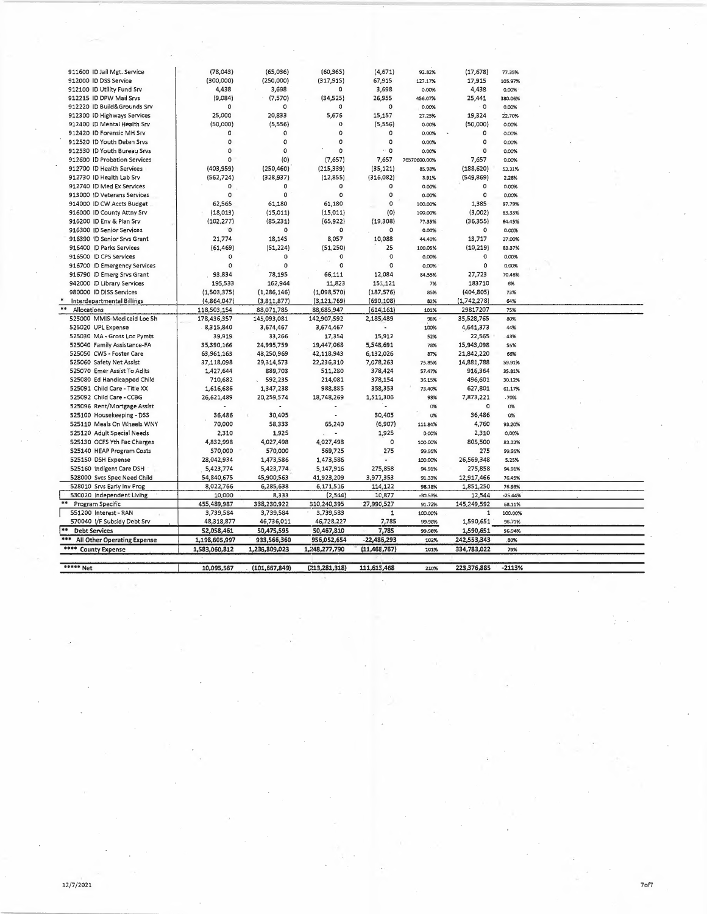| | | | | | | | |
|---|---|---|---|---|---|---|---|
| 911600 ID Jail Mgt. Service | (78,043) | (65,036) | (60,365) | (4,671) | 92.82% | (17,678) | 77.35% |
| 912000 ID DSS Service | (300,000) | (250,000) | (317,915) | 67,915 | 127.17% | 17,915 | 105.97% |
| 912100 ID Utility Fund Srv | 4,438 | 3,698 | 0 | 3,698 | 0.00% | 4,438 | 0.00% |
| 912215 ID DPW Mail Srvs | (9,084) | (7,570) | (34,525) | 26,955 | 456.07% | 25,441 | 380.06% |
| 912220 ID Build&Grounds Srv | 0 | 0 | 0 | 0 | 0.00% | 0 | 0.00% |
| 912300 ID Highways Services | 25,000 | 20,833 | 5,676 | 15,157 | 27.25% | 19,324 | 22.70% |
| 912400 ID Mental Health Srv | (50,000) | (5,556) | 0 | (5,556) | 0.00% | (50,000) | 0.00% |
| 912420 ID Forensic MH Srv | 0 | 0 | 0 | 0 | 0.00% | 0 | 0.00% |
| 912520 ID Youth Deten Srvs | 0 | 0 | 0 | 0 | 0.00% | 0 | 0.00% |
| 912530 ID Youth Bureau Srvs | 0 | 0 | 0 | 0 | 0.00% | 0 | 0.00% |
| 912600 ID Probation Services | 0 | (0) | (7,657) | 7,657 | 76570600.00% | 7,657 | 0.00% |
| 912700 ID Health Services | (403,959) | (250,460) | (215,339) | (35,121) | 85.98% | (188,620) | 53.31% |
| 912730 ID Health Lab Srv | (562,724) | (328,937) | (12,855) | (316,082) | 3.91% | (549,869) | 2.28% |
| 912740 ID Med Ex Services | 0 | 0 | 0 | 0 | 0.00% | 0 | 0.00% |
| 913000 ID Veterans Services | 0 | 0 | 0 | 0 | 0.00% | 0 | 0.00% |
| 914000 ID CW Accts Budget | 62,565 | 61,180 | 61,180 | 0 | 100.00% | 1,385 | 97.79% |
| 916000 ID County Attny Srv | (18,013) | (15,011) | (15,011) | (0) | 100.00% | (3,002) | 83.33% |
| 916200 ID Env & Plan Srv | (102,277) | (85,231) | (65,922) | (19,308) | 77.35% | (36,355) | 64.45% |
| 916300 ID Senior Services | 0 | 0 | 0 | 0 | 0.00% | 0 | 0.00% |
| 916390 ID Senior Srvs Grant | 21,774 | 18,145 | 8,057 | 10,088 | 44.40% | 13,717 | 37.00% |
| 916400 ID Parks Services | (61,469) | (51,224) | (51,250) | 25 | 100.05% | (10,219) | 83.37% |
| 916500 ID CPS Services | 0 | 0 | 0 | 0 | 0.00% | 0 | 0.00% |
| 916700 ID Emergency Services | 0 | 0 | 0 | 0 | 0.00% | 0 | 0.00% |
| 916790 ID Emerg Srvs Grant | 93,834 | 78,195 | 66,111 | 12,084 | 84.55% | 27,723 | 70.46% |
| 942000 ID Library Services | 195,533 | 162,944 | 11,823 | 151,121 | 7% | 183710 | 6% |
| 980000 ID DISS Services | (1,503,375) | (1,286,146) | (1,098,570) | (187,576) | 85% | (404,805) | 73% |
| * Interdepartmental Billings | (4,864,047) | (3,811,877) | (3,121,769) | (690,108) | 82% | (1,742,278) | 64% |
| ** Allocations | 118,503,154 | 88,071,785 | 88,685,947 | (614,161) | 101% | 29817207 | 75% |
| 525000 MMIS-Medicaid Loc Sh | 178,436,357 | 145,093,081 | 142,907,592 | 2,185,489 | 98% | 35,528,765 | 80% |
| 525020 UPL Expense | 8,315,840 | 3,674,467 | 3,674,467 | - | 100% | 4,641,373 | 44% |
| 525030 MA - Gross Loc Pymts | 39,919 | 33,266 | 17,354 | 15,912 | 52% | 22,565 | 43% |
| 525040 Family Assistance-FA | 35,390,166 | 24,995,759 | 19,447,068 | 5,548,691 | 78% | 15,943,098 | 55% |
| 525050 CWS - Foster Care | 63,961,163 | 48,250,969 | 42,118,943 | 6,132,026 | 87% | 21,842,220 | 66% |
| 525060 Safety Net Assist | 37,118,098 | 29,314,573 | 22,236,310 | 7,078,263 | 75.85% | 14,881,788 | 59.91% |
| 525070 Emer Assist To Adlts | 1,427,644 | 889,703 | 511,280 | 378,424 | 57.47% | 916,364 | 35.81% |
| 525080 Ed Handicapped Child | 710,682 | 592,235 | 214,081 | 378,154 | 36.15% | 496,601 | 30.12% |
| 525091 Child Care - Title XX | 1,616,686 | 1,347,238 | 988,885 | 358,353 | 73.40% | 627,801 | 61.17% |
| 525092 Child Care - CCBG | 26,621,489 | 20,259,574 | 18,748,269 | 1,511,306 | 93% | 7,873,221 | 70% |
| 525096 Rent/Mortgage Assist | - | - | - | - | 0% | 0 | 0% |
| 525100 Housekeeping - DSS | 36,486 | 30,405 | - | 30,405 | 0% | 36,486 | 0% |
| 525110 Meals On Wheels WNY | 70,000 | 58,333 | 65,240 | (6,907) | 111.84% | 4,760 | 93.20% |
| 525120 Adult Special Needs | 2,310 | 1,925 | - | 1,925 | 0.00% | 2,310 | 0.00% |
| 525130 OCFS Yth Fac Charges | 4,832,998 | 4,027,498 | 4,027,498 | 0 | 100.00% | 805,500 | 83.33% |
| 525140 HEAP Program Costs | 570,000 | 570,000 | 569,725 | 275 | 99.95% | 275 | 99.95% |
| 525150 DSH Expense | 28,042,934 | 1,473,586 | 1,473,586 | - | 100.00% | 26,569,348 | 5.25% |
| 525160 Indigent Care DSH | 5,423,774 | 5,423,774 | 5,147,916 | 275,858 | 94.91% | 275,858 | 94.91% |
| 528000 Svcs Spec Need Child | 54,840,675 | 45,900,563 | 41,923,209 | 3,977,353 | 91.33% | 12,917,466 | 76.45% |
| 528010 Srvs Early Inv Prog | 8,022,766 | 6,285,638 | 6,171,516 | 114,122 | 98.18% | 1,851,250 | 76.93% |
| 530020 Independent Living | 10,000 | 8,333 | (2,544) | 10,877 | -30.53% | 12,544 | -25.44% |
| ** Program Specific | 455,489,987 | 338,230,922 | 310,240,395 | 27,990,527 | 91.72% | 145,249,592 | 68.11% |
| 551200 Interest - RAN | 3,739,584 | 3,739,584 | 3,739,583 | 1 | 100.00% | 1 | 100.00% |
| 570040 I/F Subsidy Debt Srv | 48,318,877 | 46,736,011 | 46,728,227 | 7,785 | 99.98% | 1,590,651 | 96.71% |
| ** Debt Services | 52,058,461 | 50,475,595 | 50,467,810 | 7,785 | 99.98% | 1,590,651 | 96.94% |
| *** All Other Operating Expense | 1,198,605,997 | 933,566,360 | 956,052,654 | -22,486,293 | 102% | 242,553,343 | 80% |
| **** County Expense | 1,583,060,812 | 1,236,809,023 | 1,248,277,790 | (11,468,767) | 101% | 334,783,022 | 79% |
| ***** Net | 10,095,567 | (101,667,849) | (213,281,318) | 111,613,468 | 210% | 223,376,885 | -2113% |

12/7/2021